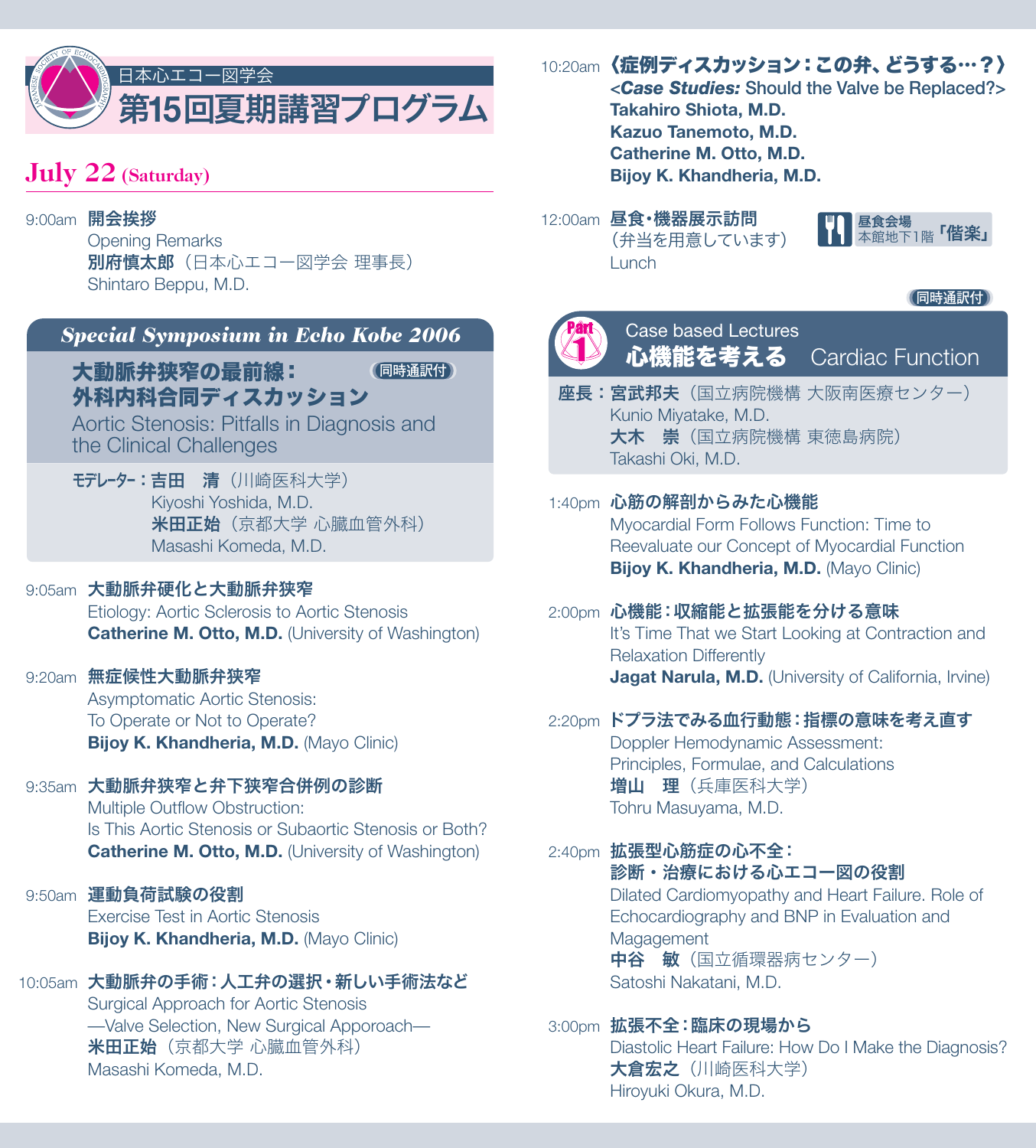日本心エコー図学会

# 第15回夏期講習プログラム

## July 22 (Saturday)

9:00am **開会挨拶**
Opening Remarks
**別府慎太郎**（日本心エコー図学会 理事長）
Shintaro Beppu, M.D.

### *Special Symposium in Echo Kobe 2006*

**大動脈弁狭窄の最前線：外科内科合同ディスカッション** （同時通訳付）
Aortic Stenosis: Pitfalls in Diagnosis and the Clinical Challenges

**モデレーター：吉田　清**（川崎医科大学）
Kiyoshi Yoshida, M.D.
**米田正始**（京都大学 心臓血管外科）
Masashi Komeda, M.D.

9:05am **大動脈弁硬化と大動脈弁狭窄**
Etiology: Aortic Sclerosis to Aortic Stenosis
**Catherine M. Otto, M.D.** (University of Washington)

9:20am **無症候性大動脈弁狭窄**
Asymptomatic Aortic Stenosis:
To Operate or Not to Operate?
**Bijoy K. Khandheria, M.D.** (Mayo Clinic)

9:35am **大動脈弁狭窄と弁下狭窄合併例の診断**
Multiple Outflow Obstruction:
Is This Aortic Stenosis or Subaortic Stenosis or Both?
**Catherine M. Otto, M.D.** (University of Washington)

9:50am **運動負荷試験の役割**
Exercise Test in Aortic Stenosis
**Bijoy K. Khandheria, M.D.** (Mayo Clinic)

10:05am **大動脈弁の手術：人工弁の選択・新しい手術法など**
Surgical Approach for Aortic Stenosis
—Valve Selection, New Surgical Apporoach—
**米田正始**（京都大学 心臓血管外科）
Masashi Komeda, M.D.

10:20am **《症例ディスカッション：この弁、どうする…？》**
<***Case Studies:*** Should the Valve be Replaced?>
**Takahiro Shiota, M.D.**
**Kazuo Tanemoto, M.D.**
**Catherine M. Otto, M.D.**
**Bijoy K. Khandheria, M.D.**

12:00am **昼食・機器展示訪問**
（弁当を用意しています）
Lunch

**昼食会場** 本館地下1階 **「偕楽」**

### Part 1 Case based Lectures （同時通訳付）
**心機能を考える**　Cardiac Function

**座長：宮武邦夫**（国立病院機構 大阪南医療センター）
Kunio Miyatake, M.D.
**大木　崇**（国立病院機構 東徳島病院）
Takashi Oki, M.D.

1:40pm **心筋の解剖からみた心機能**
Myocardial Form Follows Function: Time to Reevaluate our Concept of Myocardial Function
**Bijoy K. Khandheria, M.D.** (Mayo Clinic)

2:00pm **心機能：収縮能と拡張能を分ける意味**
It's Time That we Start Looking at Contraction and Relaxation Differently
**Jagat Narula, M.D.** (University of California, Irvine)

2:20pm **ドプラ法でみる血行動態：指標の意味を考え直す**
Doppler Hemodynamic Assessment:
Principles, Formulae, and Calculations
**増山　理**（兵庫医科大学）
Tohru Masuyama, M.D.

2:40pm **拡張型心筋症の心不全：診断・治療における心エコー図の役割**
Dilated Cardiomyopathy and Heart Failure. Role of Echocardiography and BNP in Evaluation and Magagement
**中谷　敏**（国立循環器病センター）
Satoshi Nakatani, M.D.

3:00pm **拡張不全：臨床の現場から**
Diastolic Heart Failure: How Do I Make the Diagnosis?
**大倉宏之**（川崎医科大学）
Hiroyuki Okura, M.D.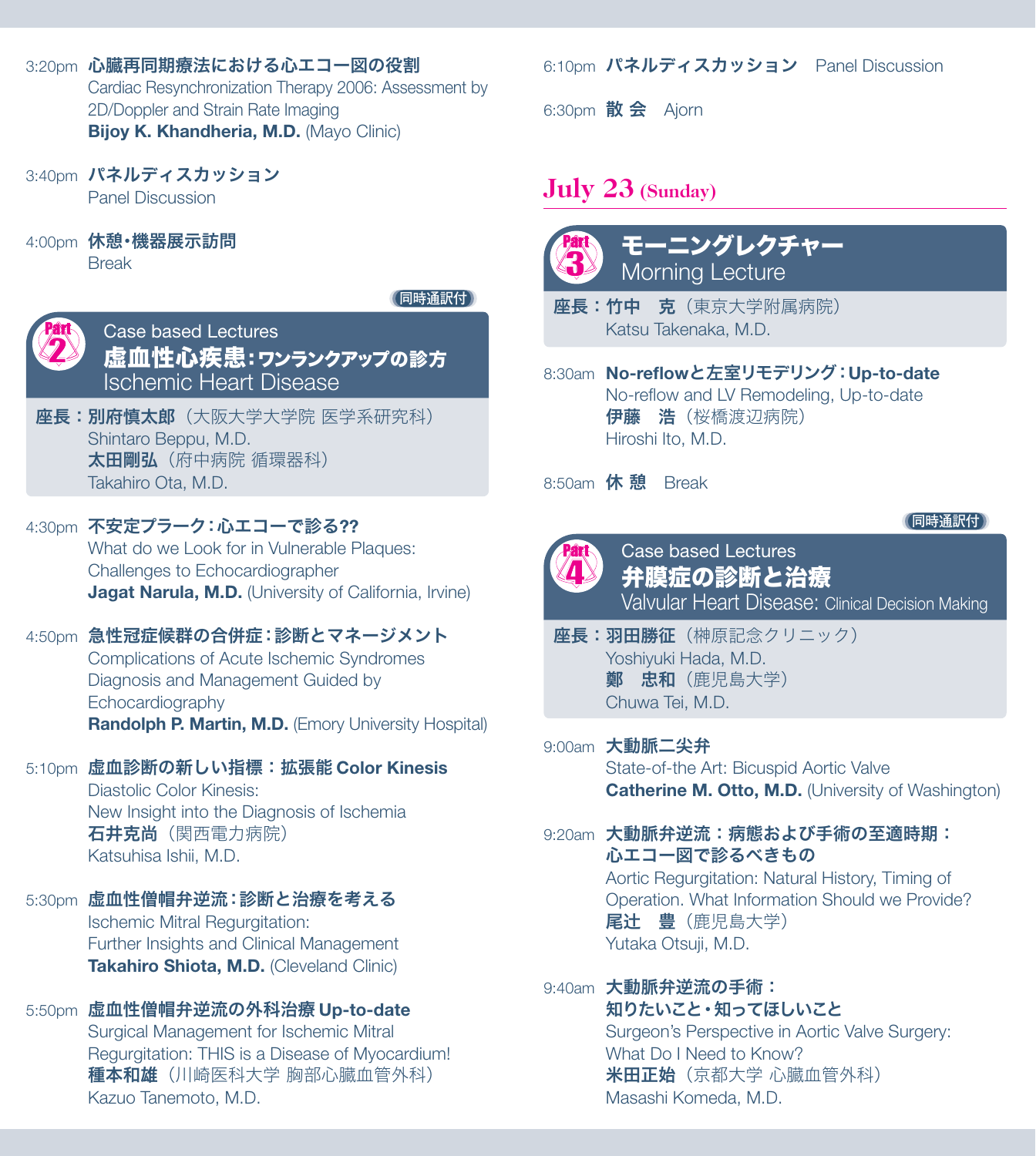3:20pm **心臓再同期療法における心エコー図の役割**
Cardiac Resynchronization Therapy 2006: Assessment by 2D/Doppler and Strain Rate Imaging
**Bijoy K. Khandheria, M.D.** (Mayo Clinic)

3:40pm **パネルディスカッション**
Panel Discussion

4:00pm **休憩・機器展示訪問**
Break

同時通訳付

## Part 2 Case based Lectures
## 虚血性心疾患：ワンランクアップの診方
## Ischemic Heart Disease

**座長：別府慎太郎**（大阪大学大学院 医学系研究科）
Shintaro Beppu, M.D.
**太田剛弘**（府中病院 循環器科）
Takahiro Ota, M.D.

4:30pm **不安定プラーク：心エコーで診る??**
What do we Look for in Vulnerable Plaques: Challenges to Echocardiographer
**Jagat Narula, M.D.** (University of California, Irvine)

4:50pm **急性冠症候群の合併症：診断とマネージメント**
Complications of Acute Ischemic Syndromes Diagnosis and Management Guided by Echocardiography
**Randolph P. Martin, M.D.** (Emory University Hospital)

5:10pm **虚血診断の新しい指標：拡張能 Color Kinesis**
Diastolic Color Kinesis:
New Insight into the Diagnosis of Ischemia
**石井克尚**（関西電力病院）
Katsuhisa Ishii, M.D.

5:30pm **虚血性僧帽弁逆流：診断と治療を考える**
Ischemic Mitral Regurgitation:
Further Insights and Clinical Management
**Takahiro Shiota, M.D.** (Cleveland Clinic)

5:50pm **虚血性僧帽弁逆流の外科治療 Up-to-date**
Surgical Management for Ischemic Mitral Regurgitation: THIS is a Disease of Myocardium!
**種本和雄**（川崎医科大学 胸部心臓血管外科）
Kazuo Tanemoto, M.D.

6:10pm **パネルディスカッション**　Panel Discussion

6:30pm **散 会**　Ajorn

# July 23 (Sunday)

## Part 3 モーニングレクチャー
## Morning Lecture

**座長：竹中　克**（東京大学附属病院）
Katsu Takenaka, M.D.

8:30am **No-reflowと左室リモデリング：Up-to-date**
No-reflow and LV Remodeling, Up-to-date
**伊藤　浩**（桜橋渡辺病院）
Hiroshi Ito, M.D.

8:50am **休 憩**　Break

同時通訳付

## Part 4 Case based Lectures
## 弁膜症の診断と治療
## Valvular Heart Disease: Clinical Decision Making

**座長：羽田勝征**（榊原記念クリニック）
Yoshiyuki Hada, M.D.
**鄭　忠和**（鹿児島大学）
Chuwa Tei, M.D.

9:00am **大動脈二尖弁**
State-of-the Art: Bicuspid Aortic Valve
**Catherine M. Otto, M.D.** (University of Washington)

9:20am **大動脈弁逆流：病態および手術の至適時期：心エコー図で診るべきもの**
Aortic Regurgitation: Natural History, Timing of Operation. What Information Should we Provide?
**尾辻　豊**（鹿児島大学）
Yutaka Otsuji, M.D.

9:40am **大動脈弁逆流の手術：知りたいこと・知ってほしいこと**
Surgeon's Perspective in Aortic Valve Surgery: What Do I Need to Know?
**米田正始**（京都大学 心臓血管外科）
Masashi Komeda, M.D.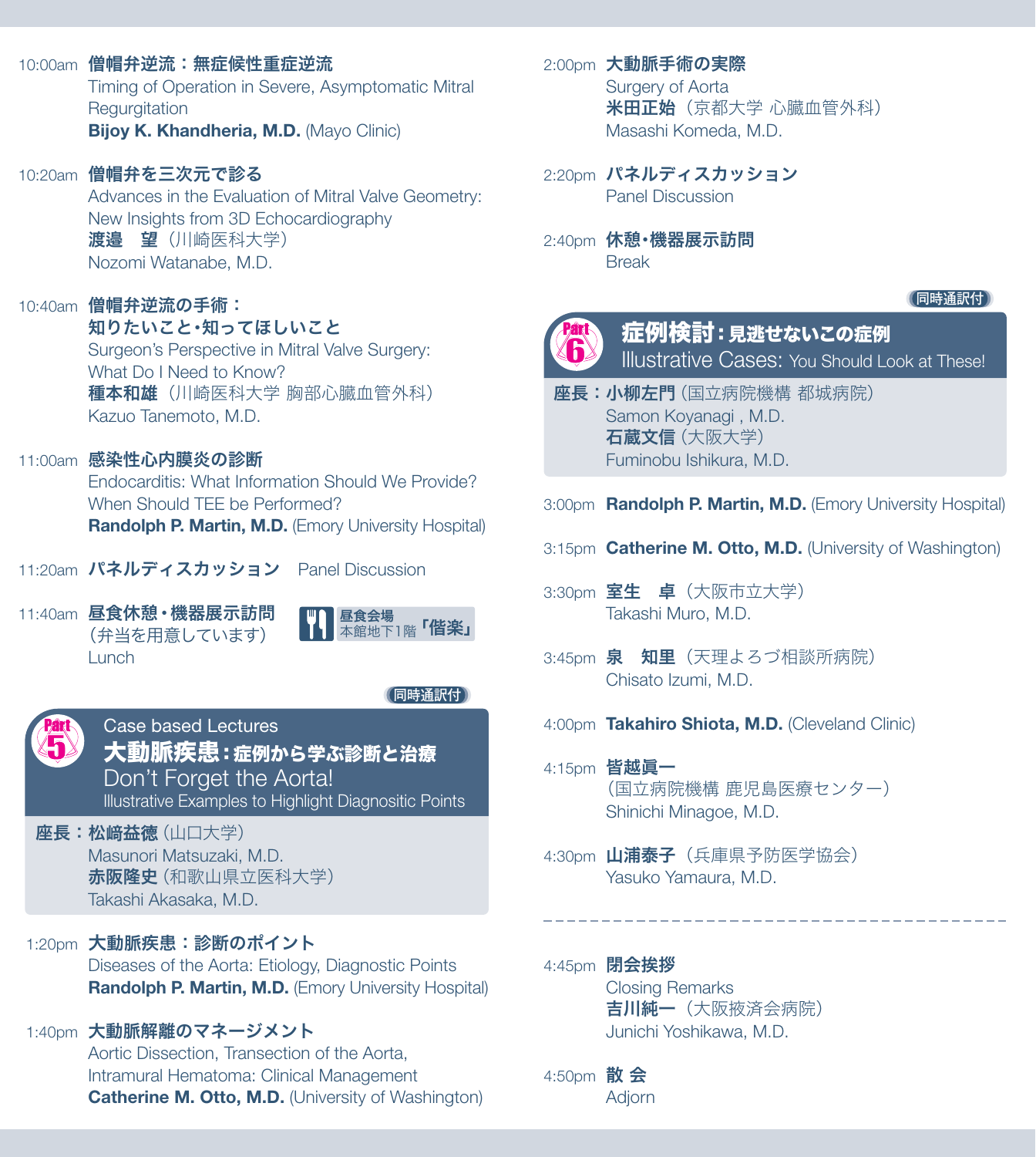10:00am **僧帽弁逆流：無症候性重症逆流**
Timing of Operation in Severe, Asymptomatic Mitral Regurgitation
**Bijoy K. Khandheria, M.D.** (Mayo Clinic)

10:20am **僧帽弁を三次元で診る**
Advances in the Evaluation of Mitral Valve Geometry: New Insights from 3D Echocardiography
**渡邉　望**（川崎医科大学）
Nozomi Watanabe, M.D.

10:40am **僧帽弁逆流の手術：知りたいこと・知ってほしいこと**
Surgeon's Perspective in Mitral Valve Surgery: What Do I Need to Know?
**種本和雄**（川崎医科大学 胸部心臓血管外科）
Kazuo Tanemoto, M.D.

11:00am **感染性心内膜炎の診断**
Endocarditis: What Information Should We Provide? When Should TEE be Performed?
**Randolph P. Martin, M.D.** (Emory University Hospital)

11:20am **パネルディスカッション**　Panel Discussion

11:40am **昼食休憩・機器展示訪問**
（弁当を用意しています）
Lunch

昼食会場 本館地下1階「偕楽」

同時通訳付

## Part 5 Case based Lectures
## 大動脈疾患：症例から学ぶ診断と治療
## Don't Forget the Aorta!
Illustrative Examples to Highlight Diagnositic Points

**座長：松﨑益德**（山口大学）
Masunori Matsuzaki, M.D.
**赤阪隆史**（和歌山県立医科大学）
Takashi Akasaka, M.D.

1:20pm **大動脈疾患：診断のポイント**
Diseases of the Aorta: Etiology, Diagnostic Points
**Randolph P. Martin, M.D.** (Emory University Hospital)

1:40pm **大動脈解離のマネージメント**
Aortic Dissection, Transection of the Aorta, Intramural Hematoma: Clinical Management
**Catherine M. Otto, M.D.** (University of Washington)

2:00pm **大動脈手術の実際**
Surgery of Aorta
**米田正始**（京都大学 心臓血管外科）
Masashi Komeda, M.D.

2:20pm **パネルディスカッション**
Panel Discussion

2:40pm **休憩・機器展示訪問**
Break

同時通訳付

## Part 6 症例検討：見逃せないこの症例
## Illustrative Cases: You Should Look at These!

**座長：小柳左門**（国立病院機構 都城病院）
Samon Koyanagi , M.D.
**石蔵文信**（大阪大学）
Fuminobu Ishikura, M.D.

3:00pm **Randolph P. Martin, M.D.** (Emory University Hospital)

3:15pm **Catherine M. Otto, M.D.** (University of Washington)

3:30pm **室生　卓**（大阪市立大学）
Takashi Muro, M.D.

3:45pm **泉　知里**（天理よろづ相談所病院）
Chisato Izumi, M.D.

4:00pm **Takahiro Shiota, M.D.** (Cleveland Clinic)

4:15pm **皆越眞一**
（国立病院機構 鹿児島医療センター）
Shinichi Minagoe, M.D.

4:30pm **山浦泰子**（兵庫県予防医学協会）
Yasuko Yamaura, M.D.

---

4:45pm **閉会挨拶**
Closing Remarks
**吉川純一**（大阪掖済会病院）
Junichi Yoshikawa, M.D.

4:50pm **散 会**
Adjorn